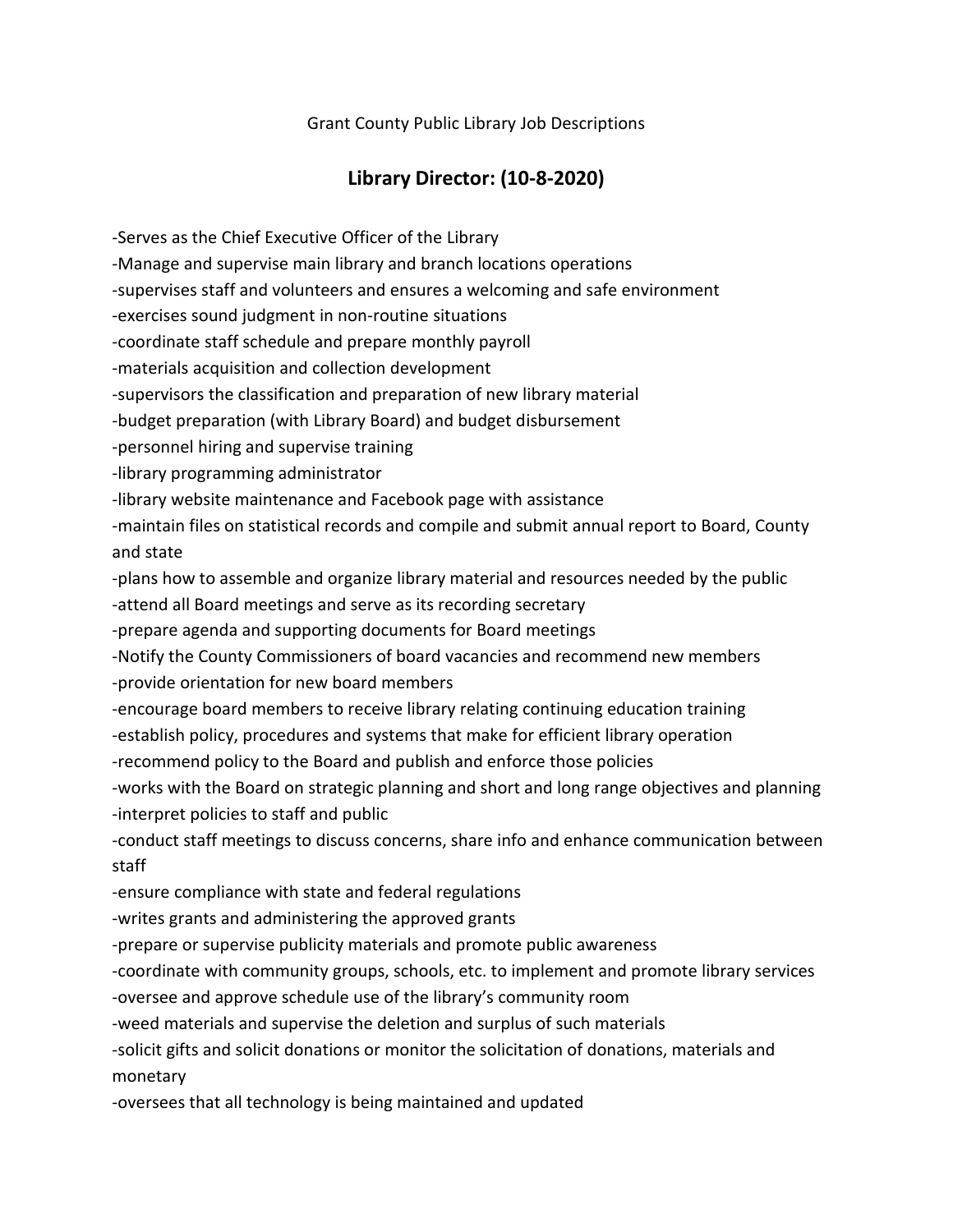Grant County Public Library Job Descriptions

## Library Director: (10-8-2020)

-Serves as the Chief Executive Officer of the Library
-Manage and supervise main library and branch locations operations
-supervises staff and volunteers and ensures a welcoming and safe environment
-exercises sound judgment in non-routine situations
-coordinate staff schedule and prepare monthly payroll
-materials acquisition and collection development
-supervisors the classification and preparation of new library material
-budget preparation (with Library Board) and budget disbursement
-personnel hiring and supervise training
-library programming administrator
-library website maintenance and Facebook page with assistance
-maintain files on statistical records and compile and submit annual report to Board, County and state
-plans how to assemble and organize library material and resources needed by the public
-attend all Board meetings and serve as its recording secretary
-prepare agenda and supporting documents for Board meetings
-Notify the County Commissioners of board vacancies and recommend new members
-provide orientation for new board members
-encourage board members to receive library relating continuing education training
-establish policy, procedures and systems that make for efficient library operation
-recommend policy to the Board and publish and enforce those policies
-works with the Board on strategic planning and short and long range objectives and planning
-interpret policies to staff and public
-conduct staff meetings to discuss concerns, share info and enhance communication between staff
-ensure compliance with state and federal regulations
-writes grants and administering the approved grants
-prepare or supervise publicity materials and promote public awareness
-coordinate with community groups, schools, etc. to implement and promote library services
-oversee and approve schedule use of the library's community room
-weed materials and supervise the deletion and surplus of such materials
-solicit gifts and solicit donations or monitor the solicitation of donations, materials and monetary
-oversees that all technology is being maintained and updated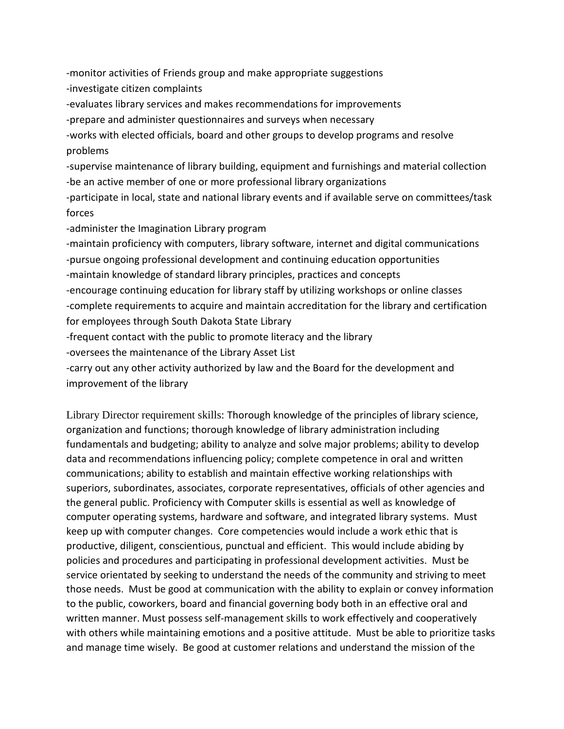-monitor activities of Friends group and make appropriate suggestions
-investigate citizen complaints
-evaluates library services and makes recommendations for improvements
-prepare and administer questionnaires and surveys when necessary
-works with elected officials, board and other groups to develop programs and resolve problems
-supervise maintenance of library building, equipment and furnishings and material collection
-be an active member of one or more professional library organizations
-participate in local, state and national library events and if available serve on committees/task forces
-administer the Imagination Library program
-maintain proficiency with computers, library software, internet and digital communications
-pursue ongoing professional development and continuing education opportunities
-maintain knowledge of standard library principles, practices and concepts
-encourage continuing education for library staff by utilizing workshops or online classes
-complete requirements to acquire and maintain accreditation for the library and certification for employees through South Dakota State Library
-frequent contact with the public to promote literacy and the library
-oversees the maintenance of the Library Asset List
-carry out any other activity authorized by law and the Board for the development and improvement of the library

Library Director requirement skills: Thorough knowledge of the principles of library science, organization and functions; thorough knowledge of library administration including fundamentals and budgeting; ability to analyze and solve major problems; ability to develop data and recommendations influencing policy; complete competence in oral and written communications; ability to establish and maintain effective working relationships with superiors, subordinates, associates, corporate representatives, officials of other agencies and the general public. Proficiency with Computer skills is essential as well as knowledge of computer operating systems, hardware and software, and integrated library systems. Must keep up with computer changes. Core competencies would include a work ethic that is productive, diligent, conscientious, punctual and efficient. This would include abiding by policies and procedures and participating in professional development activities. Must be service orientated by seeking to understand the needs of the community and striving to meet those needs. Must be good at communication with the ability to explain or convey information to the public, coworkers, board and financial governing body both in an effective oral and written manner. Must possess self-management skills to work effectively and cooperatively with others while maintaining emotions and a positive attitude. Must be able to prioritize tasks and manage time wisely. Be good at customer relations and understand the mission of the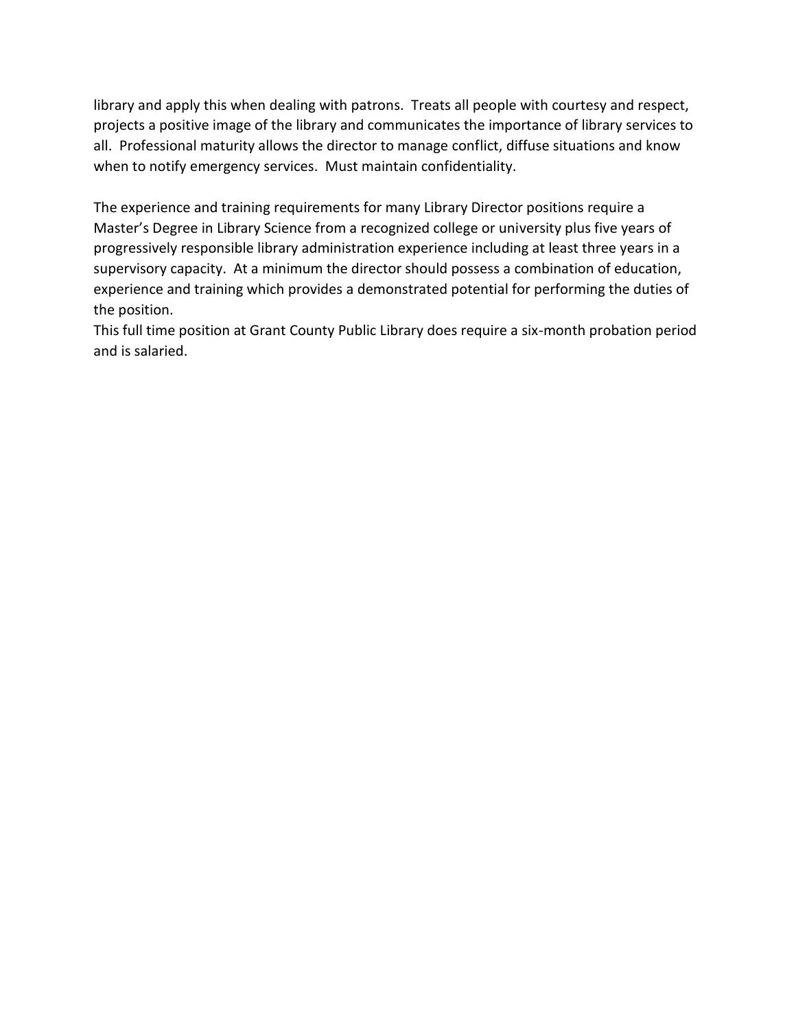library and apply this when dealing with patrons. Treats all people with courtesy and respect, projects a positive image of the library and communicates the importance of library services to all. Professional maturity allows the director to manage conflict, diffuse situations and know when to notify emergency services. Must maintain confidentiality.

The experience and training requirements for many Library Director positions require a Master's Degree in Library Science from a recognized college or university plus five years of progressively responsible library administration experience including at least three years in a supervisory capacity. At a minimum the director should possess a combination of education, experience and training which provides a demonstrated potential for performing the duties of the position.
This full time position at Grant County Public Library does require a six-month probation period and is salaried.